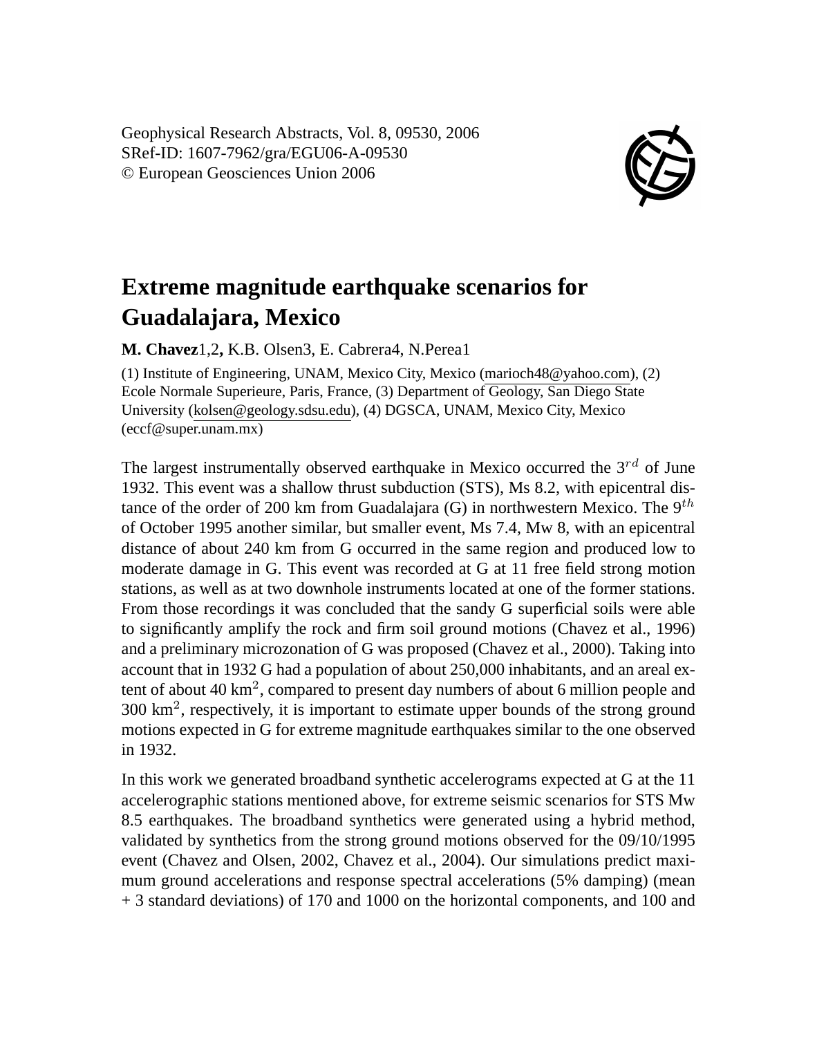Geophysical Research Abstracts, Vol. 8, 09530, 2006
SRef-ID: 1607-7962/gra/EGU06-A-09530
© European Geosciences Union 2006

# Extreme magnitude earthquake scenarios for Guadalajara, Mexico

**M. Chavez**[1,2], K.B. Olsen[3], E. Cabrera[4], N.Perea[1]

(1) Institute of Engineering, UNAM, Mexico City, Mexico (marioch48@yahoo.com), (2) Ecole Normale Superieure, Paris, France, (3) Department of Geology, San Diego State University (kolsen@geology.sdsu.edu), (4) DGSCA, UNAM, Mexico City, Mexico (eccf@super.unam.mx)

The largest instrumentally observed earthquake in Mexico occurred the $3^{rd}$ of June 1932. This event was a shallow thrust subduction (STS), Ms 8.2, with epicentral distance of the order of 200 km from Guadalajara (G) in northwestern Mexico. The $9^{th}$ of October 1995 another similar, but smaller event, Ms 7.4, Mw 8, with an epicentral distance of about 240 km from G occurred in the same region and produced low to moderate damage in G. This event was recorded at G at 11 free field strong motion stations, as well as at two downhole instruments located at one of the former stations. From those recordings it was concluded that the sandy G superficial soils were able to significantly amplify the rock and firm soil ground motions (Chavez et al., 1996) and a preliminary microzonation of G was proposed (Chavez et al., 2000). Taking into account that in 1932 G had a population of about 250,000 inhabitants, and an areal extent of about 40 $km^2$, compared to present day numbers of about 6 million people and 300 $km^2$, respectively, it is important to estimate upper bounds of the strong ground motions expected in G for extreme magnitude earthquakes similar to the one observed in 1932.

In this work we generated broadband synthetic accelerograms expected at G at the 11 accelerographic stations mentioned above, for extreme seismic scenarios for STS Mw 8.5 earthquakes. The broadband synthetics were generated using a hybrid method, validated by synthetics from the strong ground motions observed for the 09/10/1995 event (Chavez and Olsen, 2002, Chavez et al., 2004). Our simulations predict maximum ground accelerations and response spectral accelerations (5% damping) (mean + 3 standard deviations) of 170 and 1000 on the horizontal components, and 100 and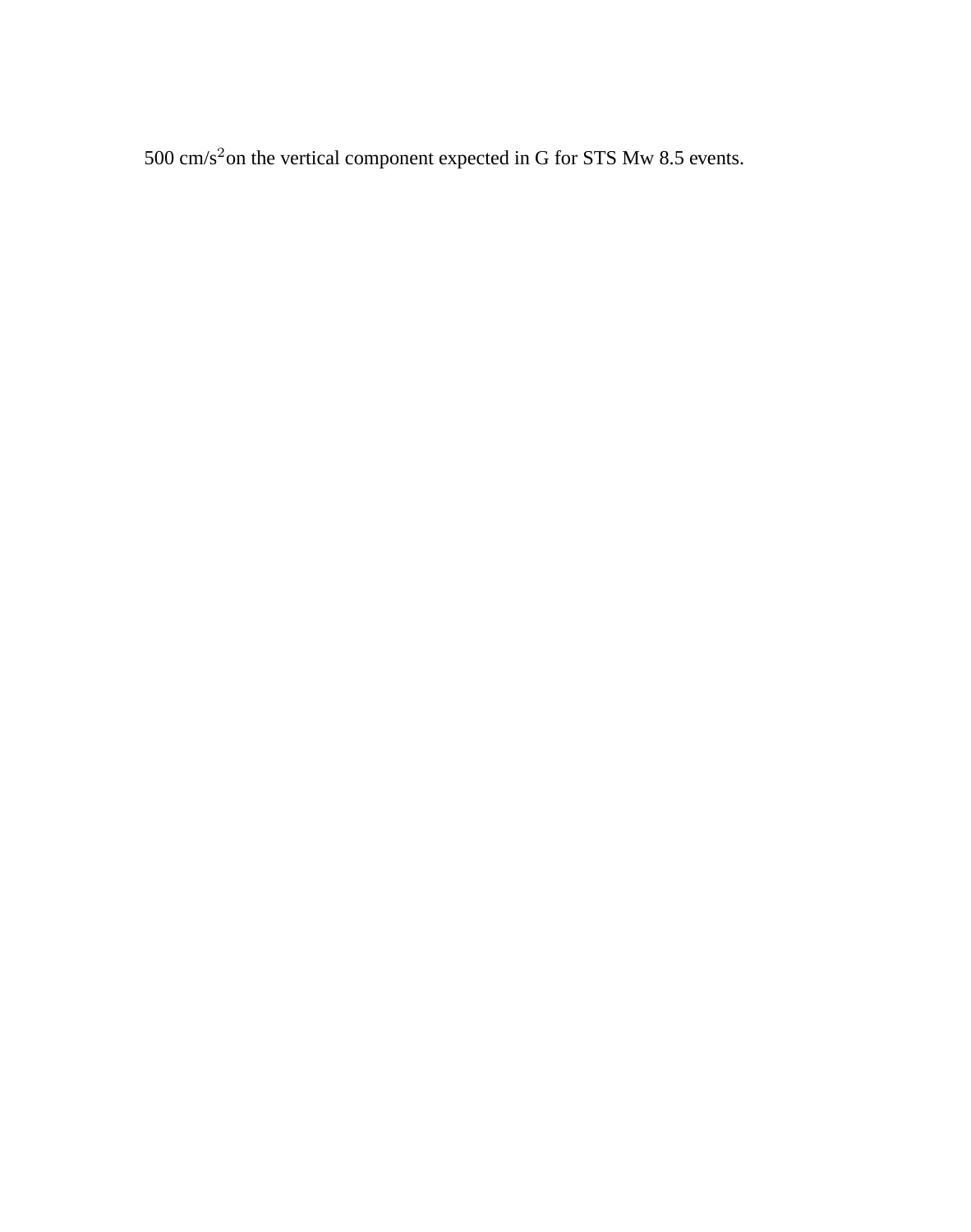500 cm/$s^2$ on the vertical component expected in G for STS Mw 8.5 events.